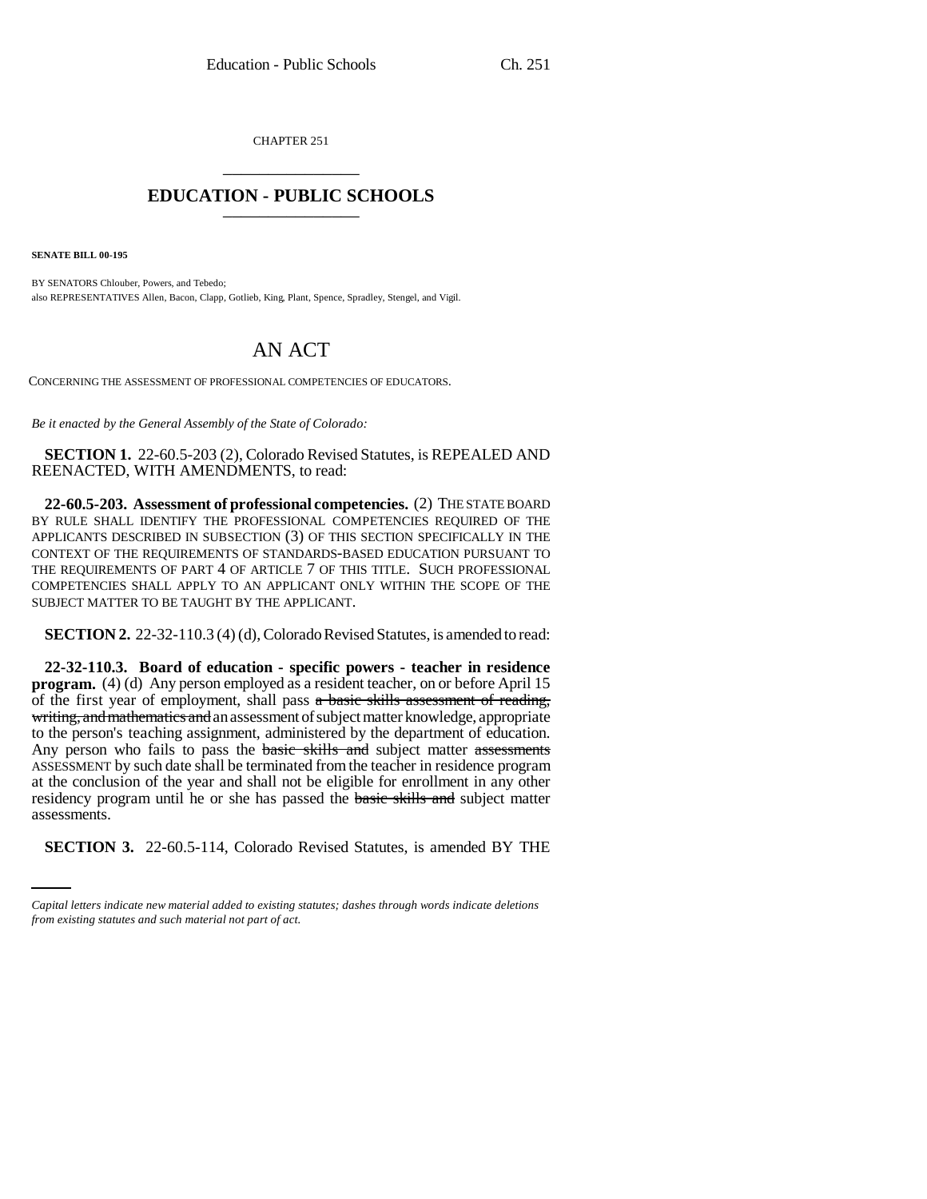CHAPTER 251

## EDUCATION - PUBLIC SCHOOLS

**SENATE BILL 00-195**

BY SENATORS Chlouber, Powers, and Tebedo;
also REPRESENTATIVES Allen, Bacon, Clapp, Gotlieb, King, Plant, Spence, Spradley, Stengel, and Vigil.

# AN ACT

CONCERNING THE ASSESSMENT OF PROFESSIONAL COMPETENCIES OF EDUCATORS.

*Be it enacted by the General Assembly of the State of Colorado:*

**SECTION 1.** 22-60.5-203 (2), Colorado Revised Statutes, is REPEALED AND REENACTED, WITH AMENDMENTS, to read:

**22-60.5-203. Assessment of professional competencies.** (2) THE STATE BOARD BY RULE SHALL IDENTIFY THE PROFESSIONAL COMPETENCIES REQUIRED OF THE APPLICANTS DESCRIBED IN SUBSECTION (3) OF THIS SECTION SPECIFICALLY IN THE CONTEXT OF THE REQUIREMENTS OF STANDARDS-BASED EDUCATION PURSUANT TO THE REQUIREMENTS OF PART 4 OF ARTICLE 7 OF THIS TITLE. SUCH PROFESSIONAL COMPETENCIES SHALL APPLY TO AN APPLICANT ONLY WITHIN THE SCOPE OF THE SUBJECT MATTER TO BE TAUGHT BY THE APPLICANT.

**SECTION 2.** 22-32-110.3 (4) (d), Colorado Revised Statutes, is amended to read:

**22-32-110.3. Board of education - specific powers - teacher in residence program.** (4) (d) Any person employed as a resident teacher, on or before April 15 of the first year of employment, shall pass ~~a basic skills assessment of reading, writing, and mathematics and~~ an assessment of subject matter knowledge, appropriate to the person's teaching assignment, administered by the department of education. Any person who fails to pass the ~~basic skills and~~ subject matter ~~assessments~~ ASSESSMENT by such date shall be terminated from the teacher in residence program at the conclusion of the year and shall not be eligible for enrollment in any other residency program until he or she has passed the ~~basic skills and~~ subject matter assessments.

**SECTION 3.** 22-60.5-114, Colorado Revised Statutes, is amended BY THE

*Capital letters indicate new material added to existing statutes; dashes through words indicate deletions from existing statutes and such material not part of act.*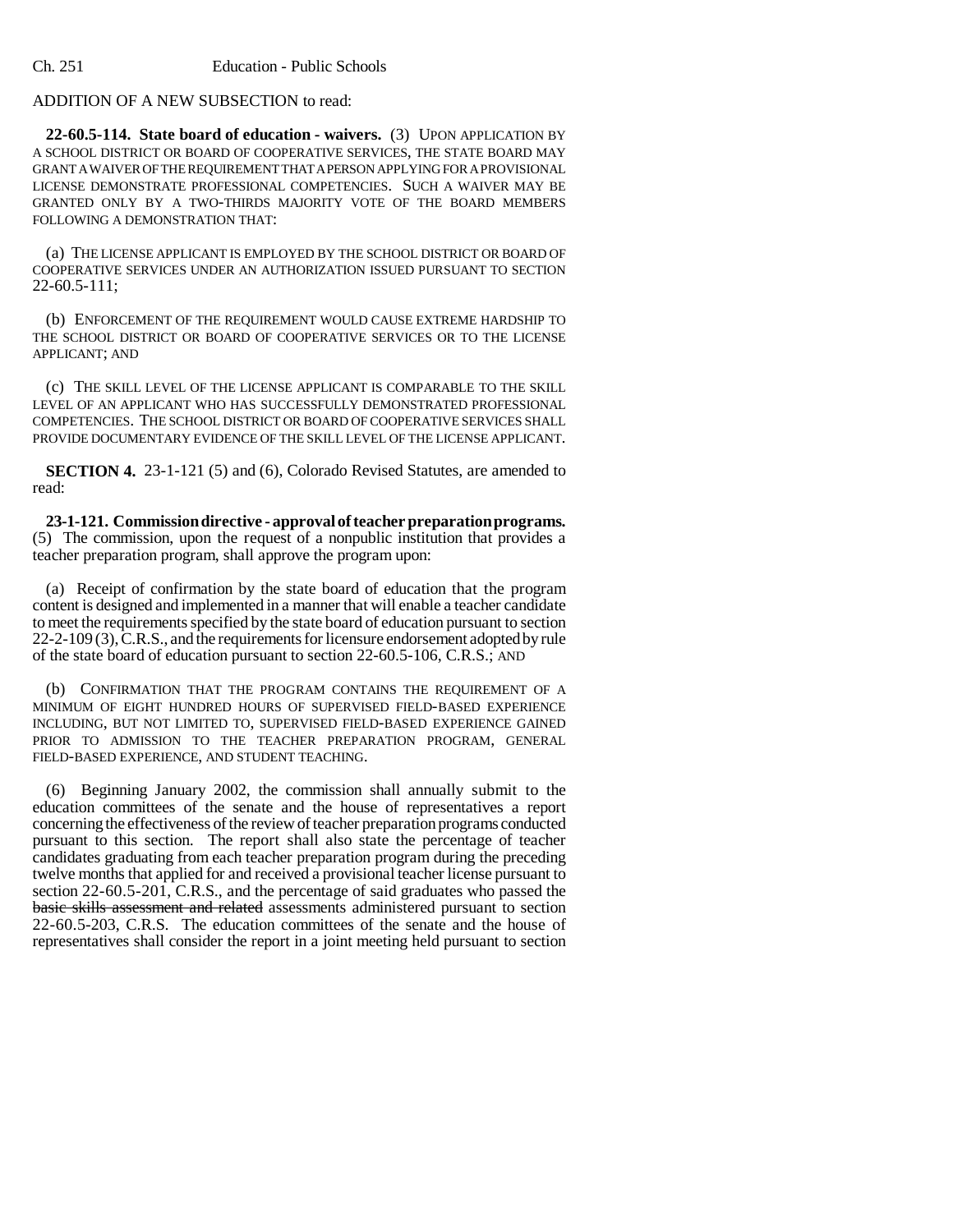ADDITION OF A NEW SUBSECTION to read:

**22-60.5-114. State board of education - waivers.** (3) UPON APPLICATION BY A SCHOOL DISTRICT OR BOARD OF COOPERATIVE SERVICES, THE STATE BOARD MAY GRANT A WAIVER OF THE REQUIREMENT THAT A PERSON APPLYING FOR A PROVISIONAL LICENSE DEMONSTRATE PROFESSIONAL COMPETENCIES. SUCH A WAIVER MAY BE GRANTED ONLY BY A TWO-THIRDS MAJORITY VOTE OF THE BOARD MEMBERS FOLLOWING A DEMONSTRATION THAT:

(a) THE LICENSE APPLICANT IS EMPLOYED BY THE SCHOOL DISTRICT OR BOARD OF COOPERATIVE SERVICES UNDER AN AUTHORIZATION ISSUED PURSUANT TO SECTION 22-60.5-111;

(b) ENFORCEMENT OF THE REQUIREMENT WOULD CAUSE EXTREME HARDSHIP TO THE SCHOOL DISTRICT OR BOARD OF COOPERATIVE SERVICES OR TO THE LICENSE APPLICANT; AND

(c) THE SKILL LEVEL OF THE LICENSE APPLICANT IS COMPARABLE TO THE SKILL LEVEL OF AN APPLICANT WHO HAS SUCCESSFULLY DEMONSTRATED PROFESSIONAL COMPETENCIES. THE SCHOOL DISTRICT OR BOARD OF COOPERATIVE SERVICES SHALL PROVIDE DOCUMENTARY EVIDENCE OF THE SKILL LEVEL OF THE LICENSE APPLICANT.

**SECTION 4.** 23-1-121 (5) and (6), Colorado Revised Statutes, are amended to read:

**23-1-121. Commission directive - approval of teacher preparation programs.** (5) The commission, upon the request of a nonpublic institution that provides a teacher preparation program, shall approve the program upon:

(a) Receipt of confirmation by the state board of education that the program content is designed and implemented in a manner that will enable a teacher candidate to meet the requirements specified by the state board of education pursuant to section 22-2-109 (3), C.R.S., and the requirements for licensure endorsement adopted by rule of the state board of education pursuant to section 22-60.5-106, C.R.S.; AND

(b) CONFIRMATION THAT THE PROGRAM CONTAINS THE REQUIREMENT OF A MINIMUM OF EIGHT HUNDRED HOURS OF SUPERVISED FIELD-BASED EXPERIENCE INCLUDING, BUT NOT LIMITED TO, SUPERVISED FIELD-BASED EXPERIENCE GAINED PRIOR TO ADMISSION TO THE TEACHER PREPARATION PROGRAM, GENERAL FIELD-BASED EXPERIENCE, AND STUDENT TEACHING.

(6) Beginning January 2002, the commission shall annually submit to the education committees of the senate and the house of representatives a report concerning the effectiveness of the review of teacher preparation programs conducted pursuant to this section. The report shall also state the percentage of teacher candidates graduating from each teacher preparation program during the preceding twelve months that applied for and received a provisional teacher license pursuant to section 22-60.5-201, C.R.S., and the percentage of said graduates who passed the ~~basic skills assessment and related~~ assessments administered pursuant to section 22-60.5-203, C.R.S. The education committees of the senate and the house of representatives shall consider the report in a joint meeting held pursuant to section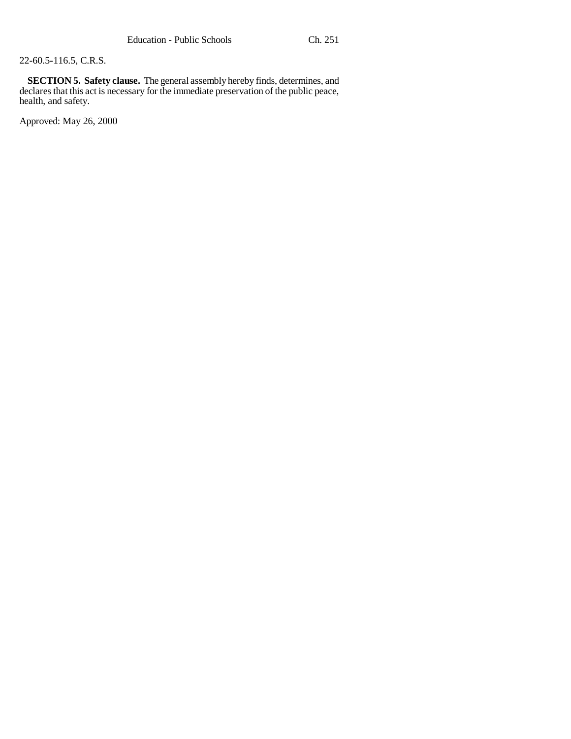22-60.5-116.5, C.R.S.

**SECTION 5. Safety clause.** The general assembly hereby finds, determines, and declares that this act is necessary for the immediate preservation of the public peace, health, and safety.

Approved: May 26, 2000